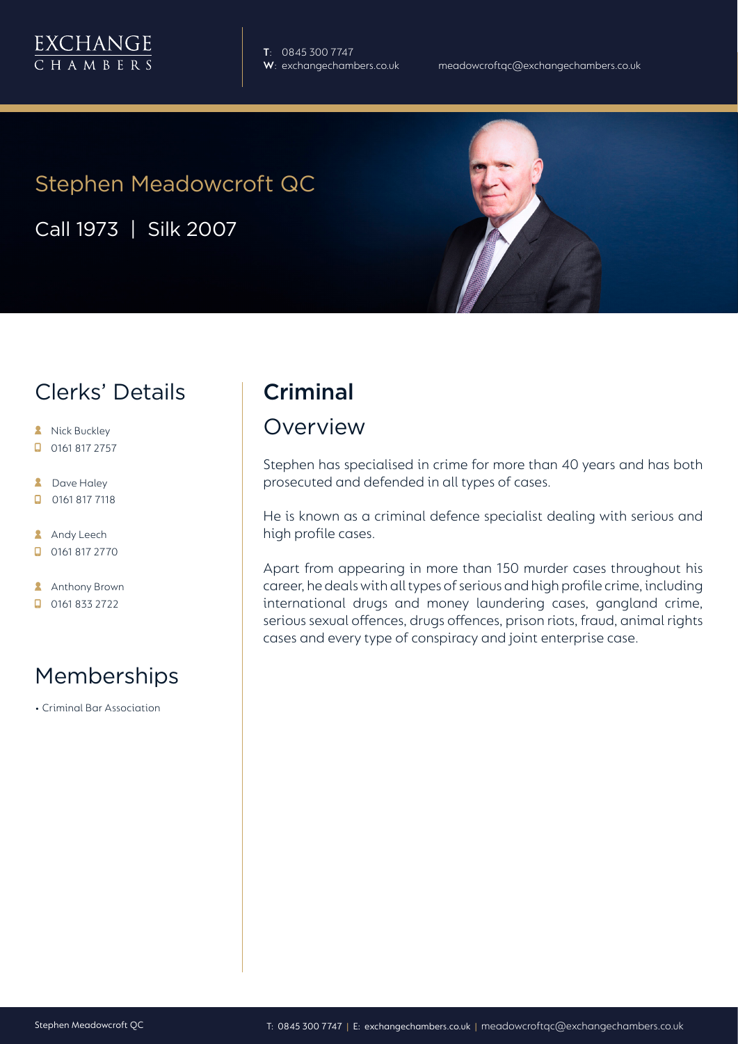EXCHANGE CHAMBERS

**T**: 0845 300 7747
**W**: exchangechambers.co.uk

meadowcroftqc@exchangechambers.co.uk

# Stephen Meadowcroft QC

Call 1973 | Silk 2007

## Clerks' Details

- Nick Buckley
- 0161 817 2757
- Dave Haley
- 0161 817 7118
- Andy Leech
- 0161 817 2770
- Anthony Brown
- 0161 833 2722

## Memberships

- Criminal Bar Association

## Criminal

### Overview

Stephen has specialised in crime for more than 40 years and has both prosecuted and defended in all types of cases.

He is known as a criminal defence specialist dealing with serious and high profile cases.

Apart from appearing in more than 150 murder cases throughout his career, he deals with all types of serious and high profile crime, including international drugs and money laundering cases, gangland crime, serious sexual offences, drugs offences, prison riots, fraud, animal rights cases and every type of conspiracy and joint enterprise case.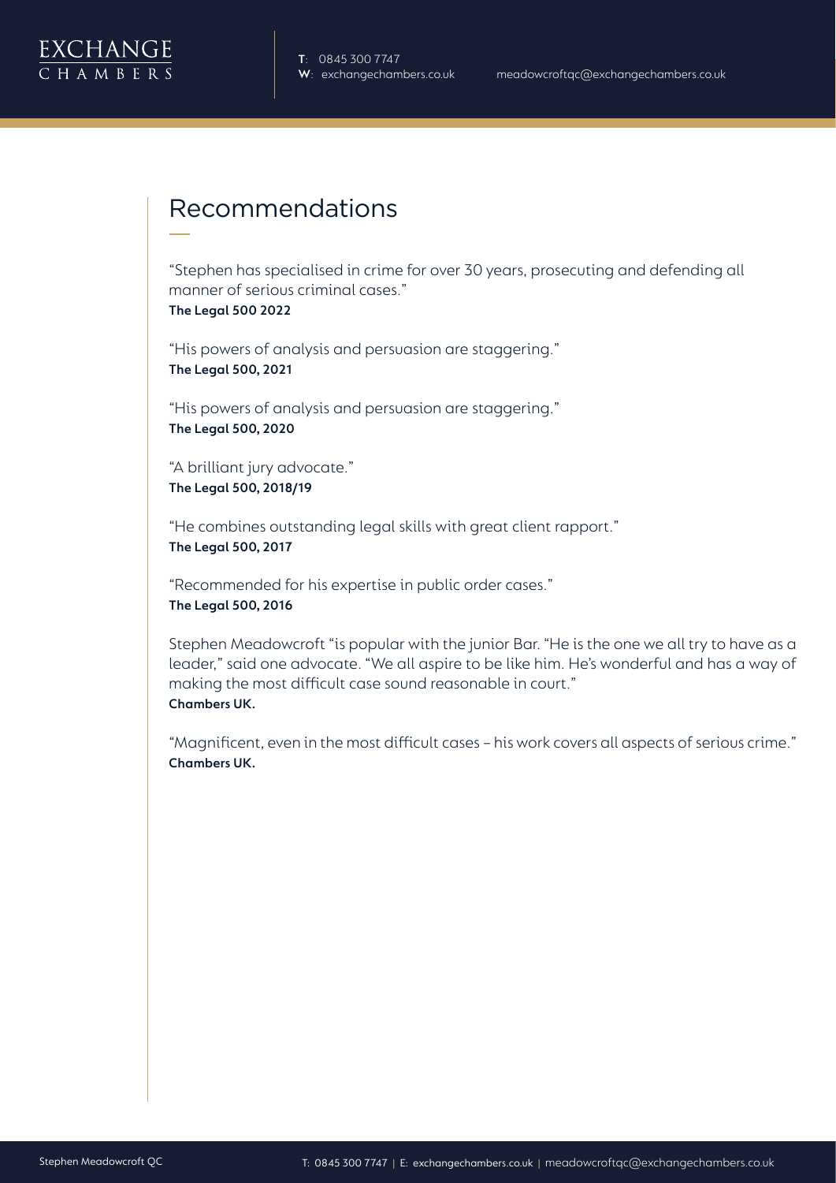## Recommendations

"Stephen has specialised in crime for over 30 years, prosecuting and defending all manner of serious criminal cases."
**The Legal 500 2022**

"His powers of analysis and persuasion are staggering."
**The Legal 500, 2021**

"His powers of analysis and persuasion are staggering."
**The Legal 500, 2020**

"A brilliant jury advocate."
**The Legal 500, 2018/19**

"He combines outstanding legal skills with great client rapport."
**The Legal 500, 2017**

"Recommended for his expertise in public order cases."
**The Legal 500, 2016**

Stephen Meadowcroft "is popular with the junior Bar. "He is the one we all try to have as a leader," said one advocate. "We all aspire to be like him. He's wonderful and has a way of making the most difficult case sound reasonable in court."
**Chambers UK.**

"Magnificent, even in the most difficult cases – his work covers all aspects of serious crime."
**Chambers UK.**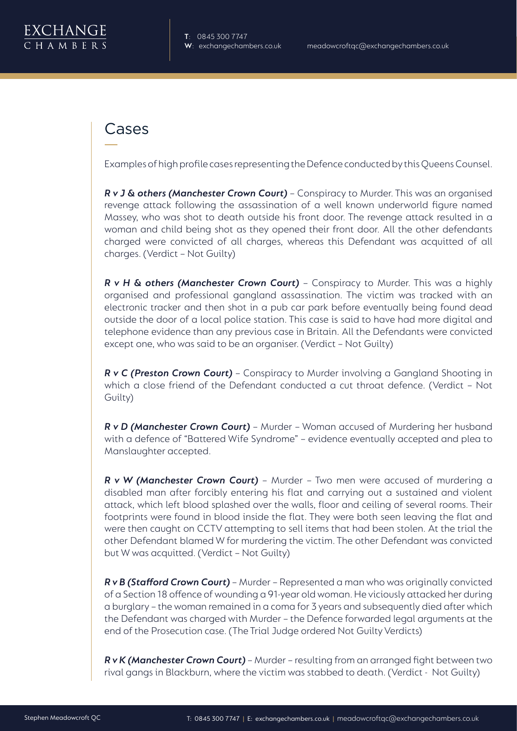## Cases

Examples of high profile cases representing the Defence conducted by this Queens Counsel.

***R v J & others (Manchester Crown Court)*** – Conspiracy to Murder. This was an organised revenge attack following the assassination of a well known underworld figure named Massey, who was shot to death outside his front door. The revenge attack resulted in a woman and child being shot as they opened their front door. All the other defendants charged were convicted of all charges, whereas this Defendant was acquitted of all charges. (Verdict – Not Guilty)

***R v H & others (Manchester Crown Court)*** – Conspiracy to Murder. This was a highly organised and professional gangland assassination. The victim was tracked with an electronic tracker and then shot in a pub car park before eventually being found dead outside the door of a local police station. This case is said to have had more digital and telephone evidence than any previous case in Britain. All the Defendants were convicted except one, who was said to be an organiser. (Verdict – Not Guilty)

***R v C (Preston Crown Court)*** – Conspiracy to Murder involving a Gangland Shooting in which a close friend of the Defendant conducted a cut throat defence. (Verdict – Not Guilty)

***R v D (Manchester Crown Court)*** – Murder – Woman accused of Murdering her husband with a defence of "Battered Wife Syndrome" – evidence eventually accepted and plea to Manslaughter accepted.

***R v W (Manchester Crown Court)*** – Murder – Two men were accused of murdering a disabled man after forcibly entering his flat and carrying out a sustained and violent attack, which left blood splashed over the walls, floor and ceiling of several rooms. Their footprints were found in blood inside the flat. They were both seen leaving the flat and were then caught on CCTV attempting to sell items that had been stolen. At the trial the other Defendant blamed W for murdering the victim. The other Defendant was convicted but W was acquitted. (Verdict – Not Guilty)

***R v B (Stafford Crown Court)*** – Murder – Represented a man who was originally convicted of a Section 18 offence of wounding a 91-year old woman. He viciously attacked her during a burglary – the woman remained in a coma for 3 years and subsequently died after which the Defendant was charged with Murder – the Defence forwarded legal arguments at the end of the Prosecution case. (The Trial Judge ordered Not Guilty Verdicts)

***R v K (Manchester Crown Court)*** – Murder – resulting from an arranged fight between two rival gangs in Blackburn, where the victim was stabbed to death. (Verdict - Not Guilty)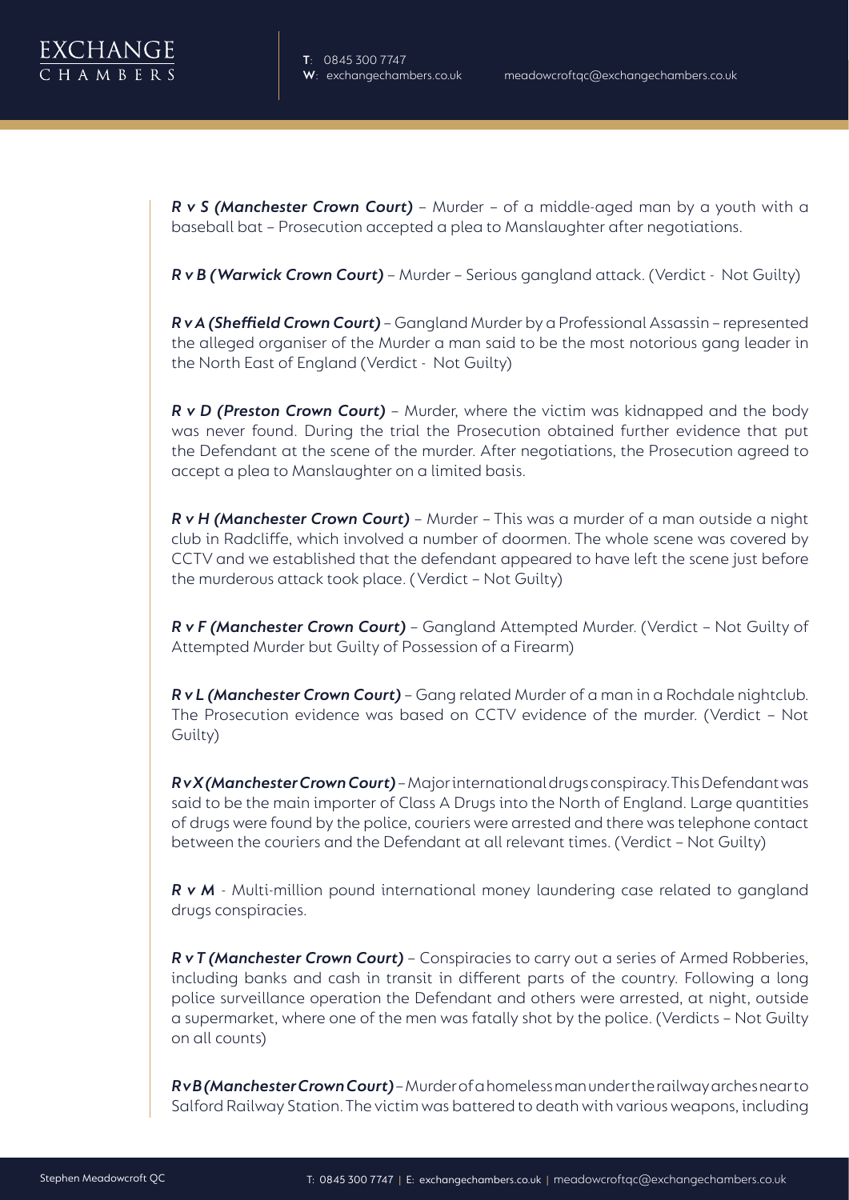***R v S (Manchester Crown Court)*** – Murder – of a middle-aged man by a youth with a baseball bat – Prosecution accepted a plea to Manslaughter after negotiations.

***R v B (Warwick Crown Court)*** – Murder – Serious gangland attack. (Verdict - Not Guilty)

***R v A (Sheffield Crown Court)*** – Gangland Murder by a Professional Assassin – represented the alleged organiser of the Murder a man said to be the most notorious gang leader in the North East of England (Verdict - Not Guilty)

***R v D (Preston Crown Court)*** – Murder, where the victim was kidnapped and the body was never found. During the trial the Prosecution obtained further evidence that put the Defendant at the scene of the murder. After negotiations, the Prosecution agreed to accept a plea to Manslaughter on a limited basis.

***R v H (Manchester Crown Court)*** – Murder – This was a murder of a man outside a night club in Radcliffe, which involved a number of doormen. The whole scene was covered by CCTV and we established that the defendant appeared to have left the scene just before the murderous attack took place. (Verdict – Not Guilty)

***R v F (Manchester Crown Court)*** – Gangland Attempted Murder. (Verdict – Not Guilty of Attempted Murder but Guilty of Possession of a Firearm)

***R v L (Manchester Crown Court)*** – Gang related Murder of a man in a Rochdale nightclub. The Prosecution evidence was based on CCTV evidence of the murder. (Verdict – Not Guilty)

***R v X (Manchester Crown Court)*** – Major international drugs conspiracy. This Defendant was said to be the main importer of Class A Drugs into the North of England. Large quantities of drugs were found by the police, couriers were arrested and there was telephone contact between the couriers and the Defendant at all relevant times. (Verdict – Not Guilty)

***R v M*** - Multi-million pound international money laundering case related to gangland drugs conspiracies.

***R v T (Manchester Crown Court)*** – Conspiracies to carry out a series of Armed Robberies, including banks and cash in transit in different parts of the country. Following a long police surveillance operation the Defendant and others were arrested, at night, outside a supermarket, where one of the men was fatally shot by the police. (Verdicts – Not Guilty on all counts)

***R v B (Manchester Crown Court)*** – Murder of a homeless man under the railway arches near to Salford Railway Station. The victim was battered to death with various weapons, including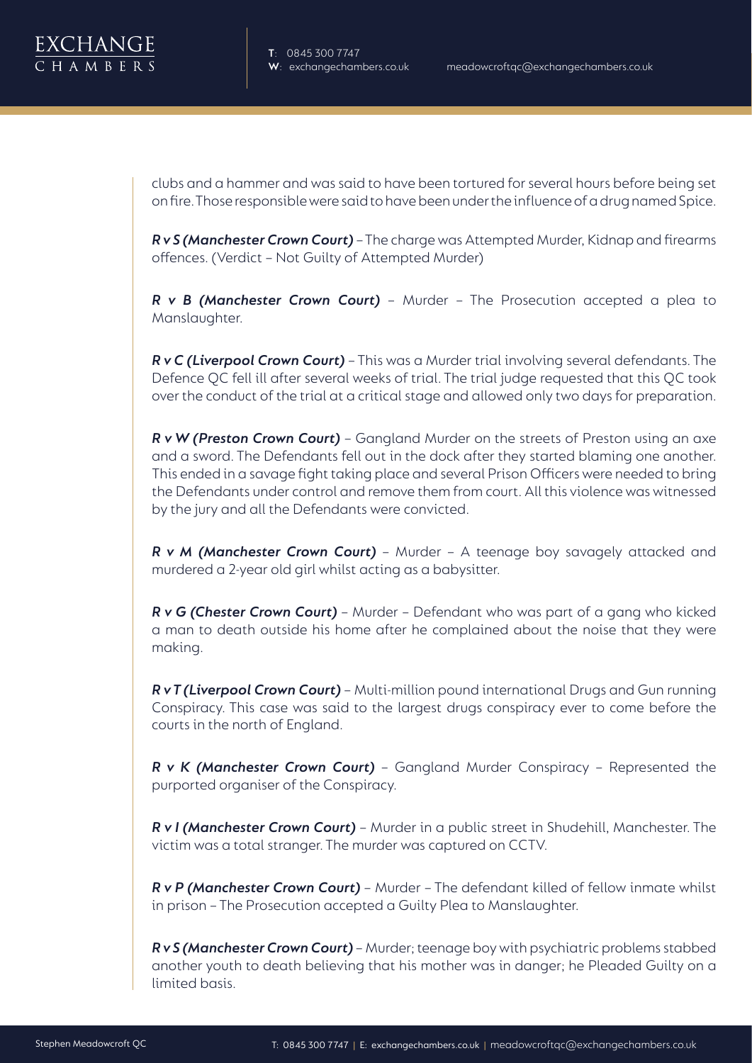clubs and a hammer and was said to have been tortured for several hours before being set on fire. Those responsible were said to have been under the influence of a drug named Spice.

***R v S (Manchester Crown Court)*** – The charge was Attempted Murder, Kidnap and firearms offences. (Verdict – Not Guilty of Attempted Murder)

***R v B (Manchester Crown Court)*** – Murder – The Prosecution accepted a plea to Manslaughter.

***R v C (Liverpool Crown Court)*** – This was a Murder trial involving several defendants. The Defence QC fell ill after several weeks of trial. The trial judge requested that this QC took over the conduct of the trial at a critical stage and allowed only two days for preparation.

***R v W (Preston Crown Court)*** – Gangland Murder on the streets of Preston using an axe and a sword. The Defendants fell out in the dock after they started blaming one another. This ended in a savage fight taking place and several Prison Officers were needed to bring the Defendants under control and remove them from court. All this violence was witnessed by the jury and all the Defendants were convicted.

***R v M (Manchester Crown Court)*** – Murder – A teenage boy savagely attacked and murdered a 2-year old girl whilst acting as a babysitter.

***R v G (Chester Crown Court)*** – Murder – Defendant who was part of a gang who kicked a man to death outside his home after he complained about the noise that they were making.

***R v T (Liverpool Crown Court)*** – Multi-million pound international Drugs and Gun running Conspiracy. This case was said to the largest drugs conspiracy ever to come before the courts in the north of England.

***R v K (Manchester Crown Court)*** – Gangland Murder Conspiracy – Represented the purported organiser of the Conspiracy.

***R v I (Manchester Crown Court)*** – Murder in a public street in Shudehill, Manchester. The victim was a total stranger. The murder was captured on CCTV.

***R v P (Manchester Crown Court)*** – Murder – The defendant killed of fellow inmate whilst in prison – The Prosecution accepted a Guilty Plea to Manslaughter.

***R v S (Manchester Crown Court)*** – Murder; teenage boy with psychiatric problems stabbed another youth to death believing that his mother was in danger; he Pleaded Guilty on a limited basis.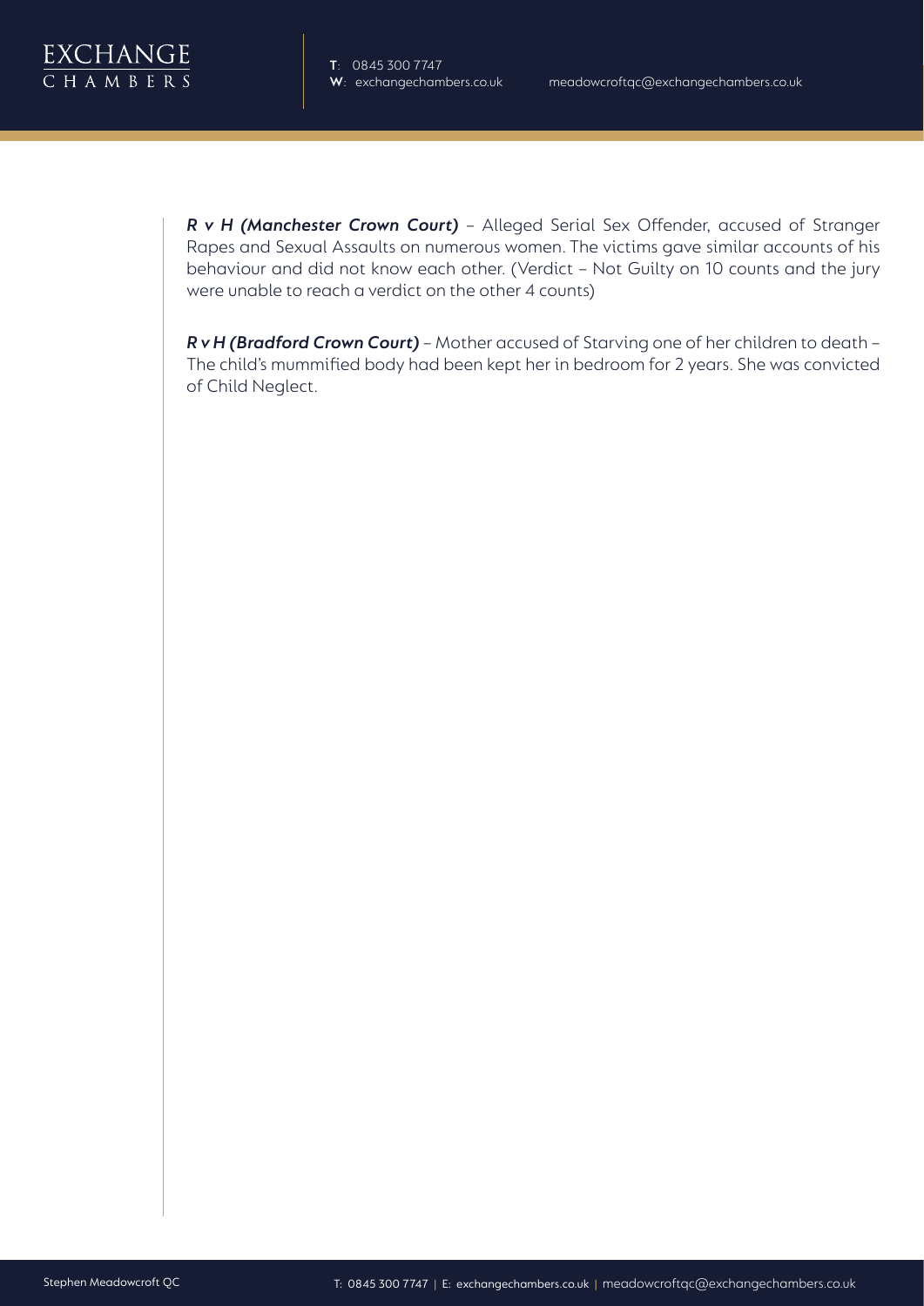***R v H (Manchester Crown Court)*** – Alleged Serial Sex Offender, accused of Stranger Rapes and Sexual Assaults on numerous women. The victims gave similar accounts of his behaviour and did not know each other. (Verdict – Not Guilty on 10 counts and the jury were unable to reach a verdict on the other 4 counts)

***R v H (Bradford Crown Court)*** – Mother accused of Starving one of her children to death – The child's mummified body had been kept her in bedroom for 2 years. She was convicted of Child Neglect.